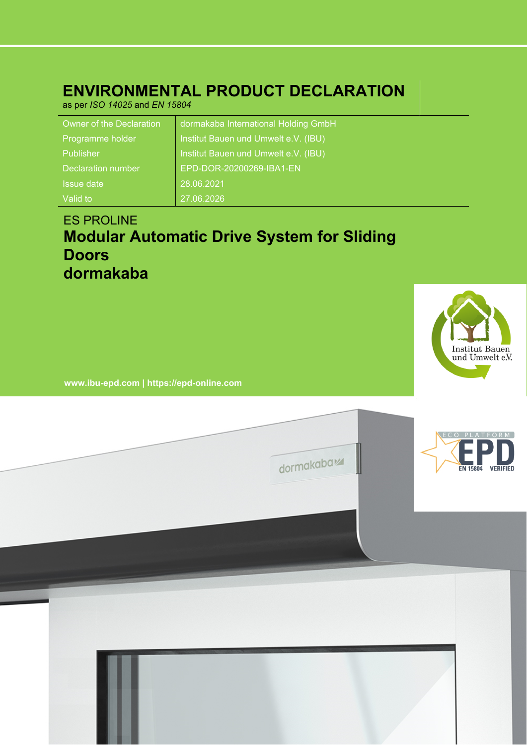# ENVIRONMENTAL PRODUCT DECLARATION

as per *ISO 14025* and *EN 15804*

| | |
|---|---|
| Owner of the Declaration | dormakaba International Holding GmbH |
| Programme holder | Institut Bauen und Umwelt e.V. (IBU) |
| Publisher | Institut Bauen und Umwelt e.V. (IBU) |
| Declaration number | EPD-DOR-20200269-IBA1-EN |
| Issue date | 28.06.2021 |
| Valid to | 27.06.2026 |

ES PROLINE

## Modular Automatic Drive System for Sliding Doors

## dormakaba

**www.ibu-epd.com | https://epd-online.com**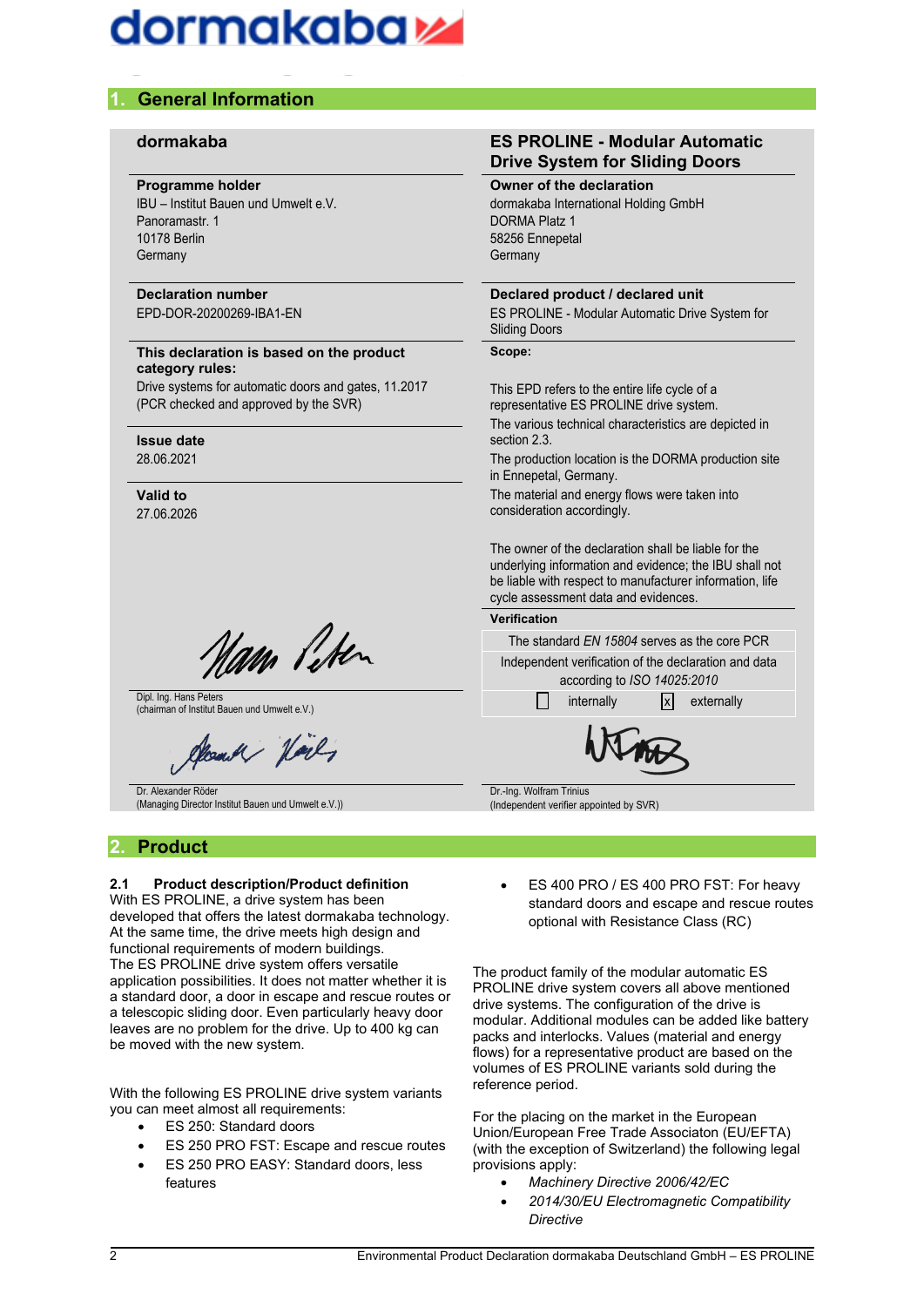## 1. General Information

| dormakaba | ES PROLINE - Modular Automatic Drive System for Sliding Doors |
|---|---|
| **Programme holder**<br>IBU – Institut Bauen und Umwelt e.V.<br>Panoramastr. 1<br>10178 Berlin<br>Germany | **Owner of the declaration**<br>dormakaba International Holding GmbH<br>DORMA Platz 1<br>58256 Ennepetal<br>Germany |
| **Declaration number**<br>EPD-DOR-20200269-IBA1-EN | **Declared product / declared unit**<br>ES PROLINE - Modular Automatic Drive System for Sliding Doors |
| **This declaration is based on the product category rules:**<br>Drive systems for automatic doors and gates, 11.2017<br>(PCR checked and approved by the SVR) | **Scope:**<br>This EPD refers to the entire life cycle of a representative ES PROLINE drive system.<br>The various technical characteristics are depicted in section 2.3.<br>The production location is the DORMA production site in Ennepetal, Germany.<br>The material and energy flows were taken into consideration accordingly.<br><br>The owner of the declaration shall be liable for the underlying information and evidence; the IBU shall not be liable with respect to manufacturer information, life cycle assessment data and evidences. |
| **Issue date**<br>28.06.2021 | |
| **Valid to**<br>27.06.2026 | |

**Verification**

The standard *EN 15804* serves as the core PCR

Independent verification of the declaration and data according to *ISO 14025:2010*

☐ internally ☒ externally

Dipl. Ing. Hans Peters
(chairman of Institut Bauen und Umwelt e.V.)

Dr. Alexander Röder
(Managing Director Institut Bauen und Umwelt e.V.))

Dr.-Ing. Wolfram Trinius
(Independent verifier appointed by SVR)

## 2. Product

### 2.1 Product description/Product definition

With ES PROLINE, a drive system has been developed that offers the latest dormakaba technology. At the same time, the drive meets high design and functional requirements of modern buildings.
The ES PROLINE drive system offers versatile application possibilities. It does not matter whether it is a standard door, a door in escape and rescue routes or a telescopic sliding door. Even particularly heavy door leaves are no problem for the drive. Up to 400 kg can be moved with the new system.

With the following ES PROLINE drive system variants you can meet almost all requirements:

- ES 250: Standard doors
- ES 250 PRO FST: Escape and rescue routes
- ES 250 PRO EASY: Standard doors, less features
- ES 400 PRO / ES 400 PRO FST: For heavy standard doors and escape and rescue routes optional with Resistance Class (RC)

The product family of the modular automatic ES PROLINE drive system covers all above mentioned drive systems. The configuration of the drive is modular. Additional modules can be added like battery packs and interlocks. Values (material and energy flows) for a representative product are based on the volumes of ES PROLINE variants sold during the reference period.

For the placing on the market in the European Union/European Free Trade Associaton (EU/EFTA) (with the exception of Switzerland) the following legal provisions apply:

- *Machinery Directive 2006/42/EC*
- *2014/30/EU Electromagnetic Compatibility Directive*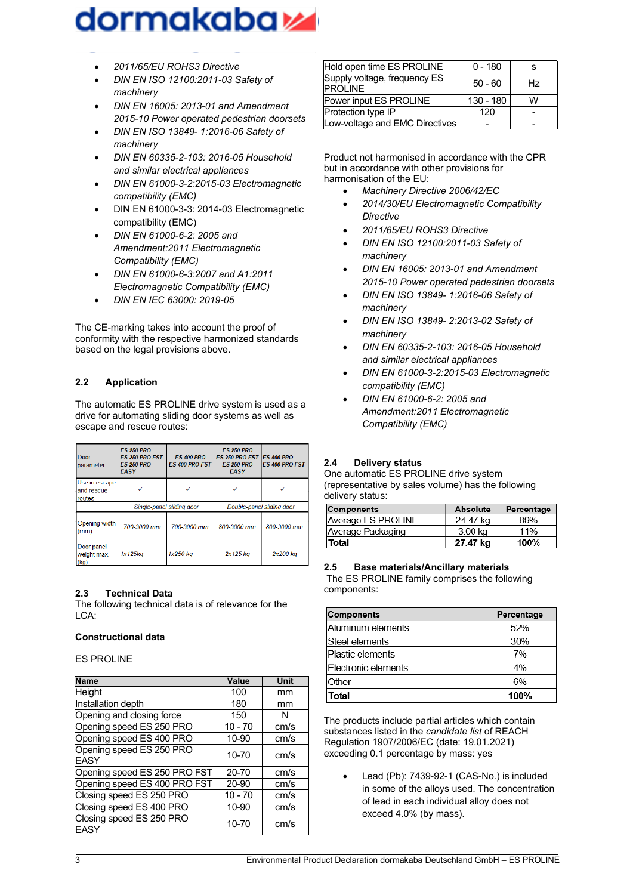- *2011/65/EU ROHS3 Directive*
- *DIN EN ISO 12100:2011-03 Safety of machinery*
- *DIN EN 16005: 2013-01 and Amendment 2015-10 Power operated pedestrian doorsets*
- *DIN EN ISO 13849- 1:2016-06 Safety of machinery*
- *DIN EN 60335-2-103: 2016-05 Household and similar electrical appliances*
- *DIN EN 61000-3-2:2015-03 Electromagnetic compatibility (EMC)*
- DIN EN 61000-3-3: 2014-03 Electromagnetic compatibility (EMC)
- *DIN EN 61000-6-2: 2005 and Amendment:2011 Electromagnetic Compatibility (EMC)*
- *DIN EN 61000-6-3:2007 and A1:2011 Electromagnetic Compatibility (EMC)*
- *DIN EN IEC 63000: 2019-05*

The CE-marking takes into account the proof of conformity with the respective harmonized standards based on the legal provisions above.

## 2.2 Application

The automatic ES PROLINE drive system is used as a drive for automating sliding door systems as well as escape and rescue routes:

| Door parameter | *ES 250 PRO ES 250 PRO FST ES 250 PRO EASY* | *ES 400 PRO ES 400 PRO FST* | *ES 250 PRO ES 250 PRO FST ES 250 PRO EASY* | *ES 400 PRO ES 400 PRO FST* |
|---|---|---|---|---|
| Use in escape and rescue routes | ✓ | ✓ | ✓ | ✓ |
| | *Single-panel sliding door* | | *Double-panel sliding door* | |
| Opening width (mm) | *700-3000 mm* | *700-3000 mm* | *800-3000 mm* | *800-3000 mm* |
| Door panel weight max. (kg) | *1x125kg* | *1x250 kg* | *2x125 kg* | *2x200 kg* |

## 2.3 Technical Data

The following technical data is of relevance for the LCA:

**Constructional data**

ES PROLINE

| Name | Value | Unit |
|---|---|---|
| Height | 100 | mm |
| Installation depth | 180 | mm |
| Opening and closing force | 150 | N |
| Opening speed ES 250 PRO | 10 - 70 | cm/s |
| Opening speed ES 400 PRO | 10-90 | cm/s |
| Opening speed ES 250 PRO EASY | 10-70 | cm/s |
| Opening speed ES 250 PRO FST | 20-70 | cm/s |
| Opening speed ES 400 PRO FST | 20-90 | cm/s |
| Closing speed ES 250 PRO | 10 - 70 | cm/s |
| Closing speed ES 400 PRO | 10-90 | cm/s |
| Closing speed ES 250 PRO EASY | 10-70 | cm/s |
| Hold open time ES PROLINE | 0 - 180 | s |
| Supply voltage, frequency ES PROLINE | 50 - 60 | Hz |
| Power input ES PROLINE | 130 - 180 | W |
| Protection type IP | 120 | - |
| Low-voltage and EMC Directives | - | - |

Product not harmonised in accordance with the CPR but in accordance with other provisions for harmonisation of the EU:

- *Machinery Directive 2006/42/EC*
- *2014/30/EU Electromagnetic Compatibility Directive*
- *2011/65/EU ROHS3 Directive*
- *DIN EN ISO 12100:2011-03 Safety of machinery*
- *DIN EN 16005: 2013-01 and Amendment 2015-10 Power operated pedestrian doorsets*
- *DIN EN ISO 13849- 1:2016-06 Safety of machinery*
- *DIN EN ISO 13849- 2:2013-02 Safety of machinery*
- *DIN EN 60335-2-103: 2016-05 Household and similar electrical appliances*
- *DIN EN 61000-3-2:2015-03 Electromagnetic compatibility (EMC)*
- *DIN EN 61000-6-2: 2005 and Amendment:2011 Electromagnetic Compatibility (EMC)*

## 2.4 Delivery status

One automatic ES PROLINE drive system (representative by sales volume) has the following delivery status:

| Components | Absolute | Percentage |
|---|---|---|
| Average ES PROLINE | 24.47 kg | 89% |
| Average Packaging | 3.00 kg | 11% |
| **Total** | **27.47 kg** | **100%** |

## 2.5 Base materials/Ancillary materials

The ES PROLINE family comprises the following components:

| Components | Percentage |
|---|---|
| Aluminum elements | 52% |
| Steel elements | 30% |
| Plastic elements | 7% |
| Electronic elements | 4% |
| Other | 6% |
| **Total** | **100%** |

The products include partial articles which contain substances listed in the *candidate list* of REACH Regulation 1907/2006/EC (date: 19.01.2021) exceeding 0.1 percentage by mass: yes

- Lead (Pb): 7439-92-1 (CAS-No.) is included in some of the alloys used. The concentration of lead in each individual alloy does not exceed 4.0% (by mass).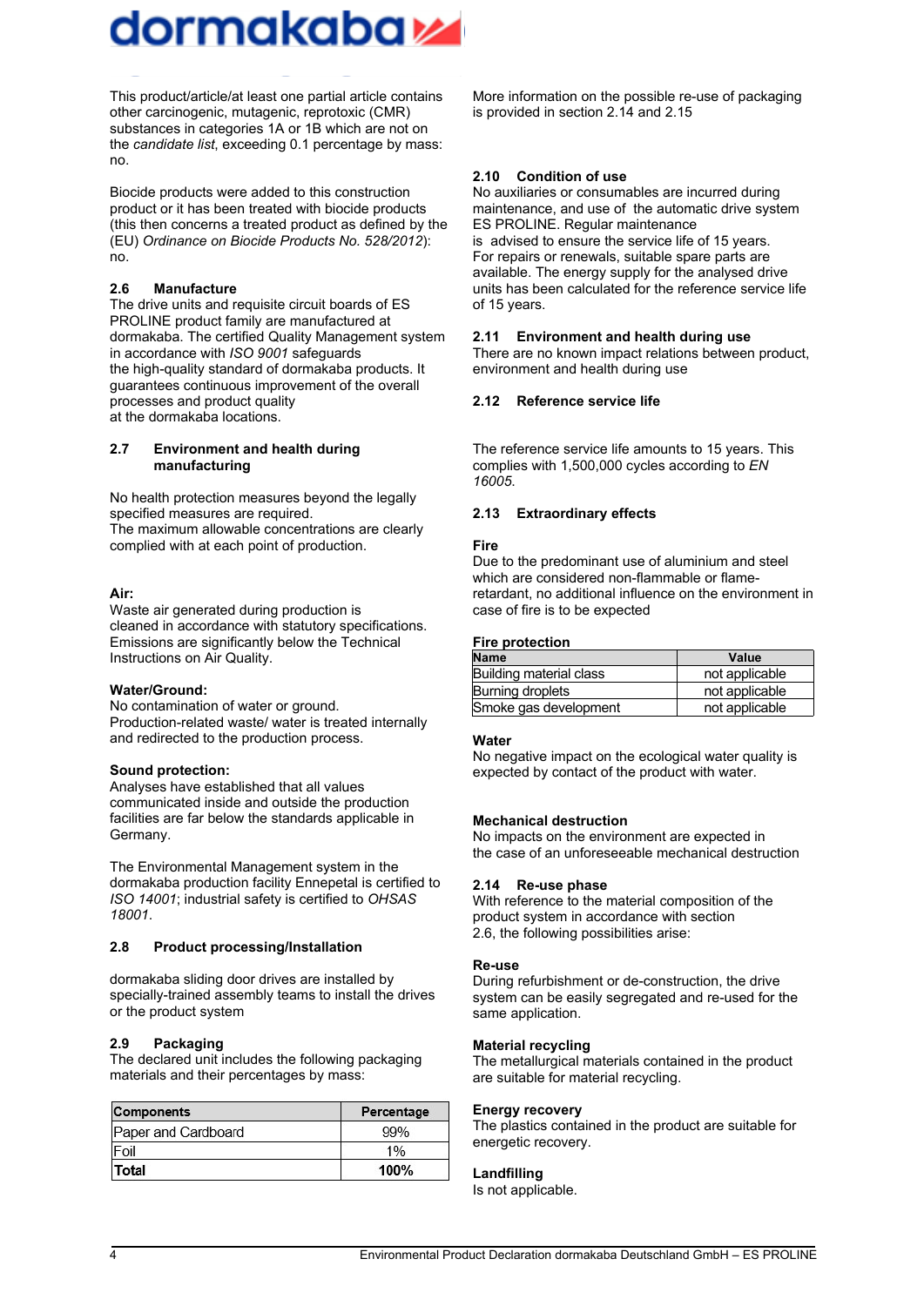This product/article/at least one partial article contains other carcinogenic, mutagenic, reprotoxic (CMR) substances in categories 1A or 1B which are not on the *candidate list*, exceeding 0.1 percentage by mass: no.

Biocide products were added to this construction product or it has been treated with biocide products (this then concerns a treated product as defined by the (EU) *Ordinance on Biocide Products No. 528/2012*): no.

### 2.6 Manufacture

The drive units and requisite circuit boards of ES PROLINE product family are manufactured at dormakaba. The certified Quality Management system in accordance with *ISO 9001* safeguards the high-quality standard of dormakaba products. It guarantees continuous improvement of the overall processes and product quality at the dormakaba locations.

### 2.7 Environment and health during manufacturing

No health protection measures beyond the legally specified measures are required.
The maximum allowable concentrations are clearly complied with at each point of production.

**Air:**
Waste air generated during production is cleaned in accordance with statutory specifications. Emissions are significantly below the Technical Instructions on Air Quality.

**Water/Ground:**
No contamination of water or ground.
Production-related waste/ water is treated internally and redirected to the production process.

**Sound protection:**
Analyses have established that all values communicated inside and outside the production facilities are far below the standards applicable in Germany.

The Environmental Management system in the dormakaba production facility Ennepetal is certified to *ISO 14001*; industrial safety is certified to *OHSAS 18001*.

### 2.8 Product processing/Installation

dormakaba sliding door drives are installed by specially-trained assembly teams to install the drives or the product system

### 2.9 Packaging

The declared unit includes the following packaging materials and their percentages by mass:

| Components | Percentage |
|---|---|
| Paper and Cardboard | 99% |
| Foil | 1% |
| **Total** | **100%** |

More information on the possible re-use of packaging is provided in section 2.14 and 2.15

### 2.10 Condition of use

No auxiliaries or consumables are incurred during maintenance, and use of the automatic drive system ES PROLINE. Regular maintenance is advised to ensure the service life of 15 years. For repairs or renewals, suitable spare parts are available. The energy supply for the analysed drive units has been calculated for the reference service life of 15 years.

### 2.11 Environment and health during use

There are no known impact relations between product, environment and health during use

### 2.12 Reference service life

The reference service life amounts to 15 years. This complies with 1,500,000 cycles according to *EN 16005*.

### 2.13 Extraordinary effects

**Fire**
Due to the predominant use of aluminium and steel which are considered non-flammable or flame-retardant, no additional influence on the environment in case of fire is to be expected

**Fire protection**

| Name | Value |
|---|---|
| Building material class | not applicable |
| Burning droplets | not applicable |
| Smoke gas development | not applicable |

**Water**
No negative impact on the ecological water quality is expected by contact of the product with water.

**Mechanical destruction**
No impacts on the environment are expected in the case of an unforeseeable mechanical destruction

### 2.14 Re-use phase

With reference to the material composition of the product system in accordance with section 2.6, the following possibilities arise:

**Re-use**
During refurbishment or de-construction, the drive system can be easily segregated and re-used for the same application.

**Material recycling**
The metallurgical materials contained in the product are suitable for material recycling.

**Energy recovery**
The plastics contained in the product are suitable for energetic recovery.

**Landfilling**
Is not applicable.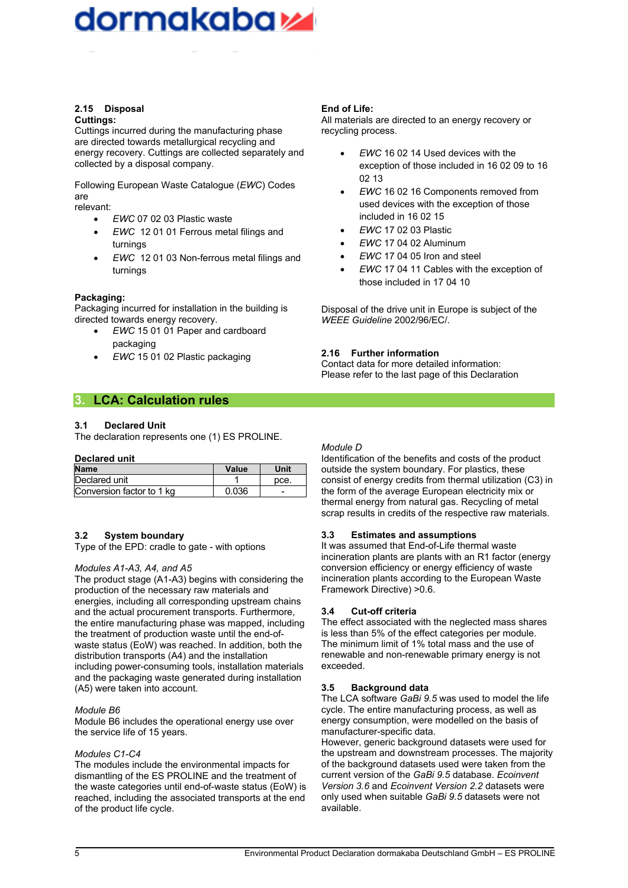### 2.15 Disposal

**Cuttings:**

Cuttings incurred during the manufacturing phase are directed towards metallurgical recycling and energy recovery. Cuttings are collected separately and collected by a disposal company.

Following European Waste Catalogue (*EWC*) Codes are relevant:

- *EWC* 07 02 03 Plastic waste
- *EWC* 12 01 01 Ferrous metal filings and turnings
- *EWC* 12 01 03 Non-ferrous metal filings and turnings

**Packaging:**

Packaging incurred for installation in the building is directed towards energy recovery.

- *EWC* 15 01 01 Paper and cardboard packaging
- *EWC* 15 01 02 Plastic packaging

**End of Life:**

All materials are directed to an energy recovery or recycling process.

- *EWC* 16 02 14 Used devices with the exception of those included in 16 02 09 to 16 02 13
- *EWC* 16 02 16 Components removed from used devices with the exception of those included in 16 02 15
- *EWC* 17 02 03 Plastic
- *EWC* 17 04 02 Aluminum
- *EWC* 17 04 05 Iron and steel
- *EWC* 17 04 11 Cables with the exception of those included in 17 04 10

Disposal of the drive unit in Europe is subject of the *WEEE Guideline* 2002/96/EC/.

### 2.16 Further information

Contact data for more detailed information:
Please refer to the last page of this Declaration

## 3. LCA: Calculation rules

### 3.1 Declared Unit

The declaration represents one (1) ES PROLINE.

**Declared unit**

| Name | Value | Unit |
|---|---|---|
| Declared unit | 1 | pce. |
| Conversion factor to 1 kg | 0.036 | - |

### 3.2 System boundary

Type of the EPD: cradle to gate - with options

*Modules A1-A3, A4, and A5*

The product stage (A1-A3) begins with considering the production of the necessary raw materials and energies, including all corresponding upstream chains and the actual procurement transports. Furthermore, the entire manufacturing phase was mapped, including the treatment of production waste until the end-of-waste status (EoW) was reached. In addition, both the distribution transports (A4) and the installation including power-consuming tools, installation materials and the packaging waste generated during installation (A5) were taken into account.

*Module B6*

Module B6 includes the operational energy use over the service life of 15 years.

*Modules C1-C4*

The modules include the environmental impacts for dismantling of the ES PROLINE and the treatment of the waste categories until end-of-waste status (EoW) is reached, including the associated transports at the end of the product life cycle.

*Module D*

Identification of the benefits and costs of the product outside the system boundary. For plastics, these consist of energy credits from thermal utilization (C3) in the form of the average European electricity mix or thermal energy from natural gas. Recycling of metal scrap results in credits of the respective raw materials.

### 3.3 Estimates and assumptions

It was assumed that End-of-Life thermal waste incineration plants are plants with an R1 factor (energy conversion efficiency or energy efficiency of waste incineration plants according to the European Waste Framework Directive) >0.6.

### 3.4 Cut-off criteria

The effect associated with the neglected mass shares is less than 5% of the effect categories per module. The minimum limit of 1% total mass and the use of renewable and non-renewable primary energy is not exceeded.

### 3.5 Background data

The LCA software *GaBi 9.5* was used to model the life cycle. The entire manufacturing process, as well as energy consumption, were modelled on the basis of manufacturer-specific data.

However, generic background datasets were used for the upstream and downstream processes. The majority of the background datasets used were taken from the current version of the *GaBi 9.5* database. *Ecoinvent Version 3.6* and *Ecoinvent Version 2.2* datasets were only used when suitable *GaBi 9.5* datasets were not available.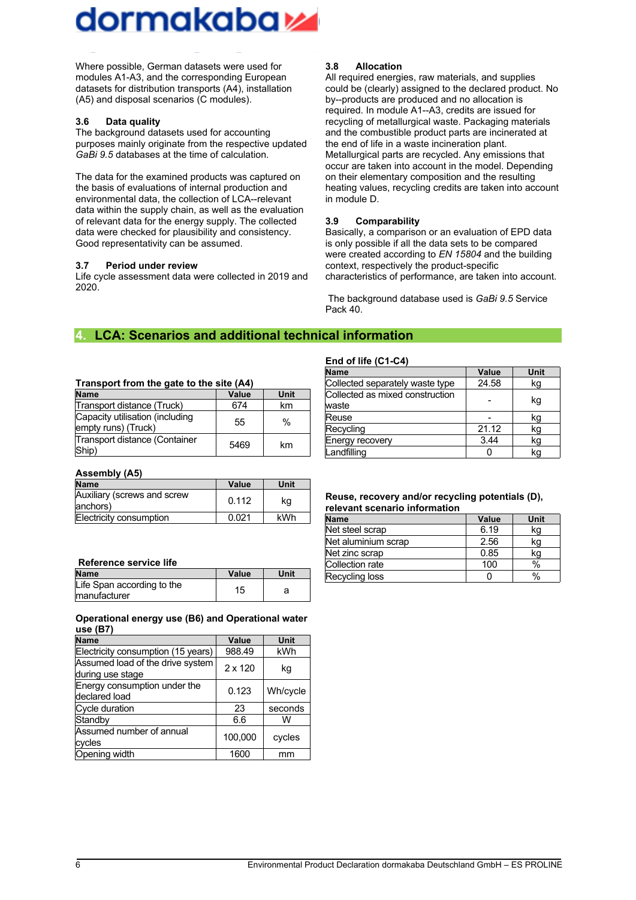Where possible, German datasets were used for modules A1-A3, and the corresponding European datasets for distribution transports (A4), installation (A5) and disposal scenarios (C modules).

### 3.6 Data quality

The background datasets used for accounting purposes mainly originate from the respective updated *GaBi 9.5* databases at the time of calculation.

The data for the examined products was captured on the basis of evaluations of internal production and environmental data, the collection of LCA--relevant data within the supply chain, as well as the evaluation of relevant data for the energy supply. The collected data were checked for plausibility and consistency. Good representativity can be assumed.

### 3.7 Period under review

Life cycle assessment data were collected in 2019 and 2020.

### 3.8 Allocation

All required energies, raw materials, and supplies could be (clearly) assigned to the declared product. No by--products are produced and no allocation is required. In module A1--A3, credits are issued for recycling of metallurgical waste. Packaging materials and the combustible product parts are incinerated at the end of life in a waste incineration plant. Metallurgical parts are recycled. Any emissions that occur are taken into account in the model. Depending on their elementary composition and the resulting heating values, recycling credits are taken into account in module D.

### 3.9 Comparability

Basically, a comparison or an evaluation of EPD data is only possible if all the data sets to be compared were created according to *EN 15804* and the building context, respectively the product-specific characteristics of performance, are taken into account.

The background database used is *GaBi 9.5* Service Pack 40.

## 4. LCA: Scenarios and additional technical information

**Transport from the gate to the site (A4)**

| Name | Value | Unit |
|---|---|---|
| Transport distance (Truck) | 674 | km |
| Capacity utilisation (including empty runs) (Truck) | 55 | % |
| Transport distance (Container Ship) | 5469 | km |

**Assembly (A5)**

| Name | Value | Unit |
|---|---|---|
| Auxiliary (screws and screw anchors) | 0.112 | kg |
| Electricity consumption | 0.021 | kWh |

**Reference service life**

| Name | Value | Unit |
|---|---|---|
| Life Span according to the manufacturer | 15 | a |

**Operational energy use (B6) and Operational water use (B7)**

| Name | Value | Unit |
|---|---|---|
| Electricity consumption (15 years) | 988.49 | kWh |
| Assumed load of the drive system during use stage | 2 x 120 | kg |
| Energy consumption under the declared load | 0.123 | Wh/cycle |
| Cycle duration | 23 | seconds |
| Standby | 6.6 | W |
| Assumed number of annual cycles | 100,000 | cycles |
| Opening width | 1600 | mm |

**End of life (C1-C4)**

| Name | Value | Unit |
|---|---|---|
| Collected separately waste type | 24.58 | kg |
| Collected as mixed construction waste | - | kg |
| Reuse | - | kg |
| Recycling | 21.12 | kg |
| Energy recovery | 3.44 | kg |
| Landfilling | 0 | kg |

**Reuse, recovery and/or recycling potentials (D), relevant scenario information**

| Name | Value | Unit |
|---|---|---|
| Net steel scrap | 6.19 | kg |
| Net aluminium scrap | 2.56 | kg |
| Net zinc scrap | 0.85 | kg |
| Collection rate | 100 | % |
| Recycling loss | 0 | % |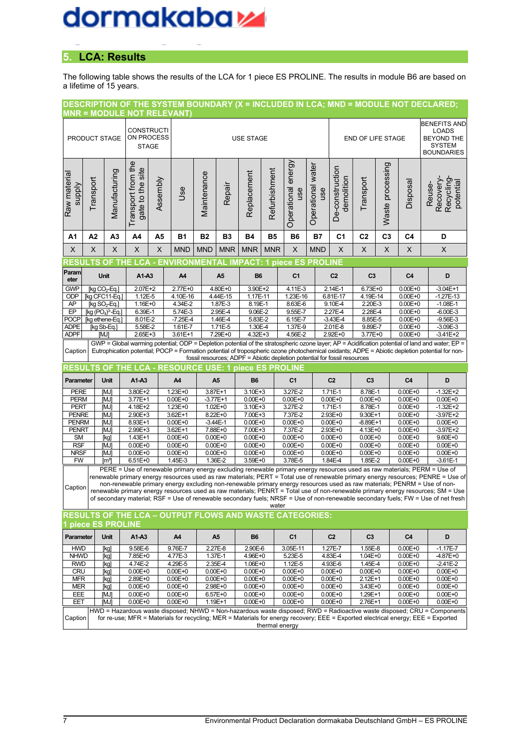## 5. LCA: Results

The following table shows the results of the LCA for 1 piece ES PROLINE. The results in module B6 are based on a lifetime of 15 years.

**DESCRIPTION OF THE SYSTEM BOUNDARY (X = INCLUDED IN LCA; MND = MODULE NOT DECLARED; MNR = MODULE NOT RELEVANT)**

| PRODUCT STAGE | | | CONSTRUCTION PROCESS STAGE | | USE STAGE | | | | | | | END OF LIFE STAGE | | | | BENEFITS AND LOADS BEYOND THE SYSTEM BOUNDARIES |
|---|---|---|---|---|---|---|---|---|---|---|---|---|---|---|---|---|
| Raw material supply | Transport | Manufacturing | Transport from the gate to the site | Assembly | Use | Maintenance | Repair | Replacement | Refurbishment | Operational energy use | Operational water use | De-construction demolition | Transport | Waste processing | Disposal | Reuse-Recovery-Recycling-potential |
| A1 | A2 | A3 | A4 | A5 | B1 | B2 | B3 | B4 | B5 | B6 | B7 | C1 | C2 | C3 | C4 | D |
| X | X | X | X | X | MND | MND | MNR | MNR | MNR | X | MND | X | X | X | X | X |

**RESULTS OF THE LCA - ENVIRONMENTAL IMPACT: 1 piece ES PROLINE**

| Parameter | Unit | A1-A3 | A4 | A5 | B6 | C1 | C2 | C3 | C4 | D |
|---|---|---|---|---|---|---|---|---|---|---|
| GWP | [kg $CO_2$-Eq.] | 2.07E+2 | 2.77E+0 | 4.80E+0 | 3.90E+2 | 4.11E-3 | 2.14E-1 | 6.73E+0 | 0.00E+0 | -3.04E+1 |
| ODP | [kg CFC11-Eq.] | 1.12E-5 | 4.10E-16 | 4.44E-15 | 1.17E-11 | 1.23E-16 | 6.81E-17 | 4.19E-14 | 0.00E+0 | -1.27E-13 |
| AP | [kg $SO_2$-Eq.] | 1.16E+0 | 4.34E-2 | 1.87E-3 | 8.19E-1 | 8.63E-6 | 9.10E-4 | 2.20E-3 | 0.00E+0 | -1.08E-1 |
| EP | [kg $(PO_4)^{3-}$-Eq.] | 6.39E-1 | 5.74E-3 | 2.95E-4 | 9.06E-2 | 9.55E-7 | 2.27E-4 | 2.28E-4 | 0.00E+0 | -6.00E-3 |
| POCP | [kg ethene-Eq.] | 8.01E-2 | -7.25E-4 | 1.46E-4 | 5.83E-2 | 6.15E-7 | -3.43E-4 | 8.85E-5 | 0.00E+0 | -9.56E-3 |
| ADPE | [kg Sb-Eq.] | 5.58E-2 | 1.61E-7 | 1.71E-5 | 1.30E-4 | 1.37E-9 | 2.01E-8 | 9.89E-7 | 0.00E+0 | -3.09E-3 |
| ADPF | [MJ] | 2.65E+3 | 3.61E+1 | 7.29E+0 | 4.32E+3 | 4.56E-2 | 2.92E+0 | 3.77E+0 | 0.00E+0 | -3.41E+2 |

Caption: GWP = Global warming potential; ODP = Depletion potential of the stratospheric ozone layer; AP = Acidification potential of land and water; EP = Eutrophication potential; POCP = Formation potential of tropospheric ozone photochemical oxidants; ADPE = Abiotic depletion potential for non-fossil resources; ADPF = Abiotic depletion potential for fossil resources

**RESULTS OF THE LCA - RESOURCE USE: 1 piece ES PROLINE**

| Parameter | Unit | A1-A3 | A4 | A5 | B6 | C1 | C2 | C3 | C4 | D |
|---|---|---|---|---|---|---|---|---|---|---|
| PERE | [MJ] | 3.80E+2 | 1.23E+0 | 3.87E+1 | 3.10E+3 | 3.27E-2 | 1.71E-1 | 8.78E-1 | 0.00E+0 | -1.32E+2 |
| PERM | [MJ] | 3.77E+1 | 0.00E+0 | -3.77E+1 | 0.00E+0 | 0.00E+0 | 0.00E+0 | 0.00E+0 | 0.00E+0 | 0.00E+0 |
| PERT | [MJ] | 4.18E+2 | 1.23E+0 | 1.02E+0 | 3.10E+3 | 3.27E-2 | 1.71E-1 | 8.78E-1 | 0.00E+0 | -1.32E+2 |
| PENRE | [MJ] | 2.90E+3 | 3.62E+1 | 8.22E+0 | 7.00E+3 | 7.37E-2 | 2.93E+0 | 9.30E+1 | 0.00E+0 | -3.97E+2 |
| PENRM | [MJ] | 8.93E+1 | 0.00E+0 | -3.44E-1 | 0.00E+0 | 0.00E+0 | 0.00E+0 | -8.89E+1 | 0.00E+0 | 0.00E+0 |
| PENRT | [MJ] | 2.99E+3 | 3.62E+1 | 7.88E+0 | 7.00E+3 | 7.37E-2 | 2.93E+0 | 4.13E+0 | 0.00E+0 | -3.97E+2 |
| SM | [kg] | 1.43E+1 | 0.00E+0 | 0.00E+0 | 0.00E+0 | 0.00E+0 | 0.00E+0 | 0.00E+0 | 0.00E+0 | 9.60E+0 |
| RSF | [MJ] | 0.00E+0 | 0.00E+0 | 0.00E+0 | 0.00E+0 | 0.00E+0 | 0.00E+0 | 0.00E+0 | 0.00E+0 | 0.00E+0 |
| NRSF | [MJ] | 0.00E+0 | 0.00E+0 | 0.00E+0 | 0.00E+0 | 0.00E+0 | 0.00E+0 | 0.00E+0 | 0.00E+0 | 0.00E+0 |
| FW | [m³] | 6.51E+0 | 1.45E-3 | 1.36E-2 | 3.59E+0 | 3.78E-5 | 1.84E-4 | 1.85E-2 | 0.00E+0 | -3.61E-1 |

Caption: PERE = Use of renewable primary energy excluding renewable primary energy resources used as raw materials; PERM = Use of renewable primary energy resources used as raw materials; PERT = Total use of renewable primary energy resources; PENRE = Use of non-renewable primary energy excluding non-renewable primary energy resources used as raw materials; PENRM = Use of non-renewable primary energy resources used as raw materials; PENRT = Total use of non-renewable primary energy resources; SM = Use of secondary material; RSF = Use of renewable secondary fuels; NRSF = Use of non-renewable secondary fuels; FW = Use of net fresh water

**RESULTS OF THE LCA – OUTPUT FLOWS AND WASTE CATEGORIES: 1 piece ES PROLINE**

| Parameter | Unit | A1-A3 | A4 | A5 | B6 | C1 | C2 | C3 | C4 | D |
|---|---|---|---|---|---|---|---|---|---|---|
| HWD | [kg] | 9.58E-6 | 9.76E-7 | 2.27E-8 | 2.90E-6 | 3.05E-11 | 1.27E-7 | 1.55E-8 | 0.00E+0 | -1.17E-7 |
| NHWD | [kg] | 7.85E+0 | 4.77E-3 | 1.37E-1 | 4.96E+0 | 5.23E-5 | 4.83E-4 | 1.04E+0 | 0.00E+0 | -4.87E+0 |
| RWD | [kg] | 4.74E-2 | 4.29E-5 | 2.35E-4 | 1.06E+0 | 1.12E-5 | 4.93E-6 | 1.45E-4 | 0.00E+0 | -2.41E-2 |
| CRU | [kg] | 0.00E+0 | 0.00E+0 | 0.00E+0 | 0.00E+0 | 0.00E+0 | 0.00E+0 | 0.00E+0 | 0.00E+0 | 0.00E+0 |
| MFR | [kg] | 2.89E+0 | 0.00E+0 | 0.00E+0 | 0.00E+0 | 0.00E+0 | 0.00E+0 | 2.12E+1 | 0.00E+0 | 0.00E+0 |
| MER | [kg] | 0.00E+0 | 0.00E+0 | 2.98E+0 | 0.00E+0 | 0.00E+0 | 0.00E+0 | 3.43E+0 | 0.00E+0 | 0.00E+0 |
| EEE | [MJ] | 0.00E+0 | 0.00E+0 | 6.57E+0 | 0.00E+0 | 0.00E+0 | 0.00E+0 | 1.29E+1 | 0.00E+0 | 0.00E+0 |
| EET | [MJ] | 0.00E+0 | 0.00E+0 | 1.19E+1 | 0.00E+0 | 0.00E+0 | 0.00E+0 | 2.76E+1 | 0.00E+0 | 0.00E+0 |

Caption: HWD = Hazardous waste disposed; NHWD = Non-hazardous waste disposed; RWD = Radioactive waste disposed; CRU = Components for re-use; MFR = Materials for recycling; MER = Materials for energy recovery; EEE = Exported electrical energy; EEE = Exported thermal energy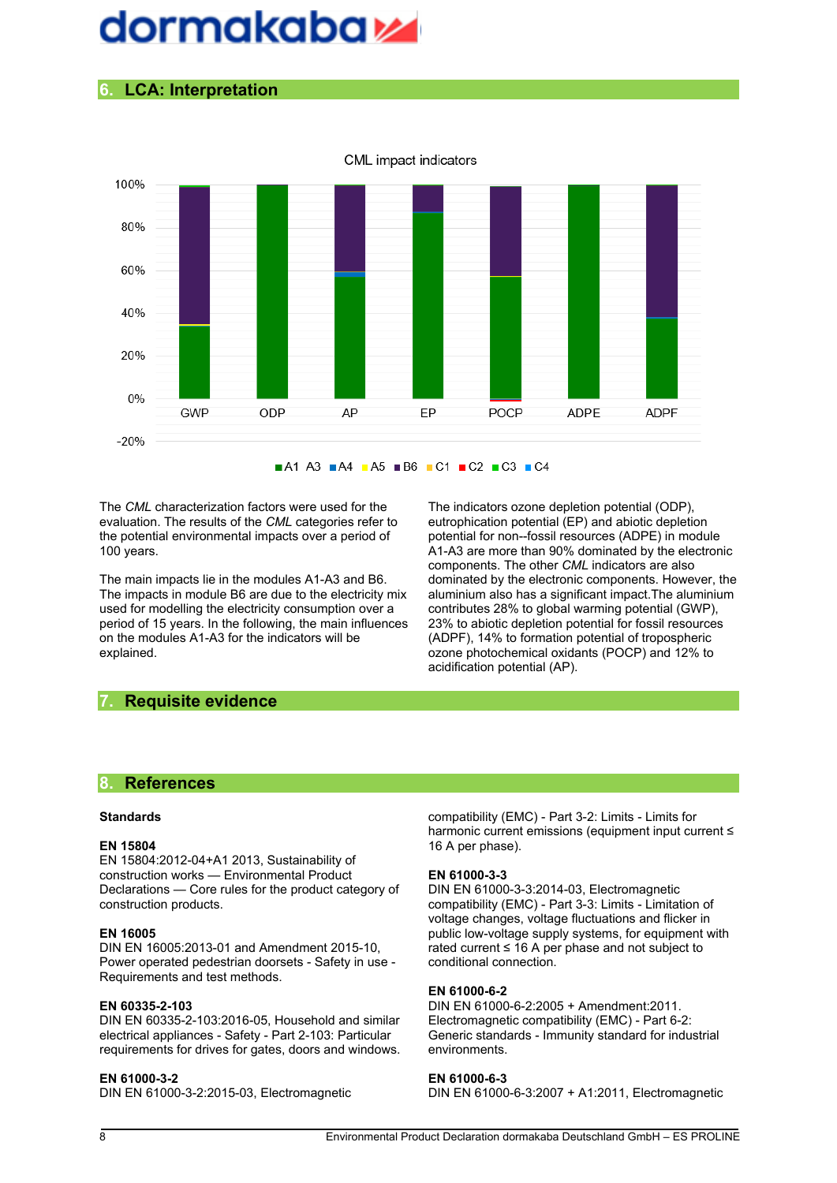## 6. LCA: Interpretation

CML impact indicators

The *CML* characterization factors were used for the evaluation. The results of the *CML* categories refer to the potential environmental impacts over a period of 100 years.

The main impacts lie in the modules A1-A3 and B6. The impacts in module B6 are due to the electricity mix used for modelling the electricity consumption over a period of 15 years. In the following, the main influences on the modules A1-A3 for the indicators will be explained.

The indicators ozone depletion potential (ODP), eutrophication potential (EP) and abiotic depletion potential for non--fossil resources (ADPE) in module A1-A3 are more than 90% dominated by the electronic components. The other *CML* indicators are also dominated by the electronic components. However, the aluminium also has a significant impact.The aluminium contributes 28% to global warming potential (GWP), 23% to abiotic depletion potential for fossil resources (ADPF), 14% to formation potential of tropospheric ozone photochemical oxidants (POCP) and 12% to acidification potential (AP).

## 7. Requisite evidence

## 8. References

### Standards

**EN 15804**
EN 15804:2012-04+A1 2013, Sustainability of construction works — Environmental Product Declarations — Core rules for the product category of construction products.

**EN 16005**
DIN EN 16005:2013-01 and Amendment 2015-10, Power operated pedestrian doorsets - Safety in use - Requirements and test methods.

**EN 60335-2-103**
DIN EN 60335-2-103:2016-05, Household and similar electrical appliances - Safety - Part 2-103: Particular requirements for drives for gates, doors and windows.

**EN 61000-3-2**
DIN EN 61000-3-2:2015-03, Electromagnetic compatibility (EMC) - Part 3-2: Limits - Limits for harmonic current emissions (equipment input current ≤ 16 A per phase).

**EN 61000-3-3**
DIN EN 61000-3-3:2014-03, Electromagnetic compatibility (EMC) - Part 3-3: Limits - Limitation of voltage changes, voltage fluctuations and flicker in public low-voltage supply systems, for equipment with rated current ≤ 16 A per phase and not subject to conditional connection.

**EN 61000-6-2**
DIN EN 61000-6-2:2005 + Amendment:2011. Electromagnetic compatibility (EMC) - Part 6-2: Generic standards - Immunity standard for industrial environments.

**EN 61000-6-3**
DIN EN 61000-6-3:2007 + A1:2011, Electromagnetic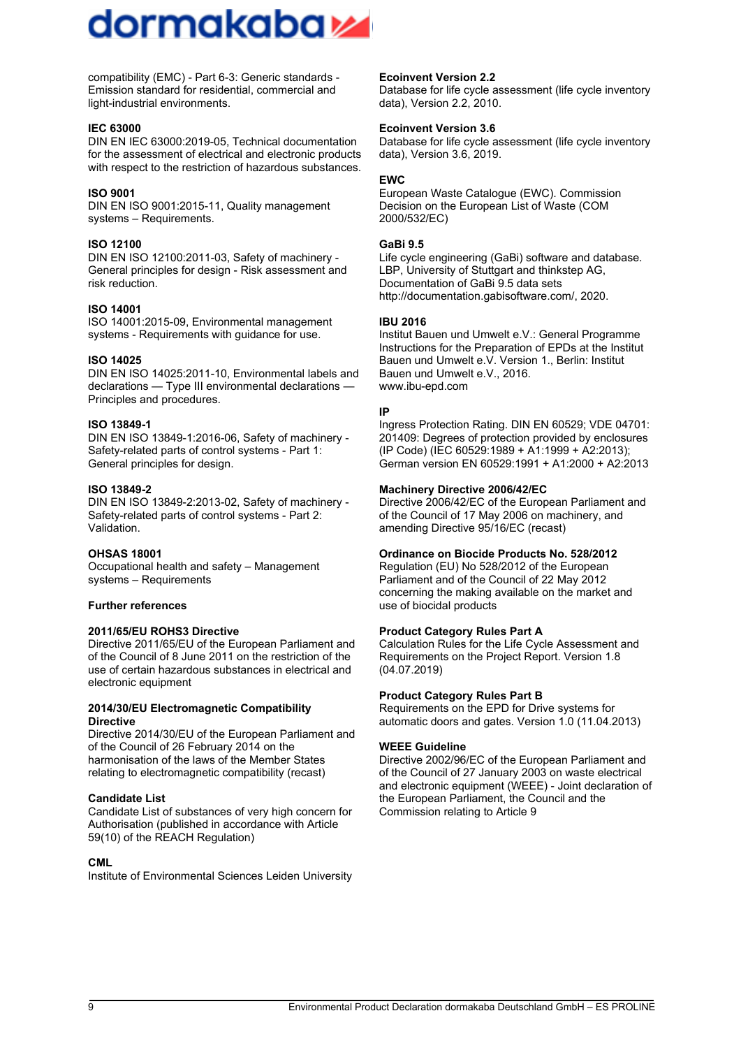compatibility (EMC) - Part 6-3: Generic standards - Emission standard for residential, commercial and light-industrial environments.

**IEC 63000**
DIN EN IEC 63000:2019-05, Technical documentation for the assessment of electrical and electronic products with respect to the restriction of hazardous substances.

**ISO 9001**
DIN EN ISO 9001:2015-11, Quality management systems – Requirements.

**ISO 12100**
DIN EN ISO 12100:2011-03, Safety of machinery - General principles for design - Risk assessment and risk reduction.

**ISO 14001**
ISO 14001:2015-09, Environmental management systems - Requirements with guidance for use.

**ISO 14025**
DIN EN ISO 14025:2011-10, Environmental labels and declarations — Type III environmental declarations — Principles and procedures.

**ISO 13849-1**
DIN EN ISO 13849-1:2016-06, Safety of machinery - Safety-related parts of control systems - Part 1: General principles for design.

**ISO 13849-2**
DIN EN ISO 13849-2:2013-02, Safety of machinery - Safety-related parts of control systems - Part 2: Validation.

**OHSAS 18001**
Occupational health and safety – Management systems – Requirements

**Further references**

**2011/65/EU ROHS3 Directive**
Directive 2011/65/EU of the European Parliament and of the Council of 8 June 2011 on the restriction of the use of certain hazardous substances in electrical and electronic equipment

**2014/30/EU Electromagnetic Compatibility Directive**
Directive 2014/30/EU of the European Parliament and of the Council of 26 February 2014 on the harmonisation of the laws of the Member States relating to electromagnetic compatibility (recast)

**Candidate List**
Candidate List of substances of very high concern for Authorisation (published in accordance with Article 59(10) of the REACH Regulation)

**CML**
Institute of Environmental Sciences Leiden University

**Ecoinvent Version 2.2**
Database for life cycle assessment (life cycle inventory data), Version 2.2, 2010.

**Ecoinvent Version 3.6**
Database for life cycle assessment (life cycle inventory data), Version 3.6, 2019.

**EWC**
European Waste Catalogue (EWC). Commission Decision on the European List of Waste (COM 2000/532/EC)

**GaBi 9.5**
Life cycle engineering (GaBi) software and database. LBP, University of Stuttgart and thinkstep AG, Documentation of GaBi 9.5 data sets http://documentation.gabisoftware.com/, 2020.

**IBU 2016**
Institut Bauen und Umwelt e.V.: General Programme Instructions for the Preparation of EPDs at the Institut Bauen und Umwelt e.V. Version 1., Berlin: Institut Bauen und Umwelt e.V., 2016.
www.ibu-epd.com

**IP**
Ingress Protection Rating. DIN EN 60529; VDE 04701: 201409: Degrees of protection provided by enclosures (IP Code) (IEC 60529:1989 + A1:1999 + A2:2013); German version EN 60529:1991 + A1:2000 + A2:2013

**Machinery Directive 2006/42/EC**
Directive 2006/42/EC of the European Parliament and of the Council of 17 May 2006 on machinery, and amending Directive 95/16/EC (recast)

**Ordinance on Biocide Products No. 528/2012**
Regulation (EU) No 528/2012 of the European Parliament and of the Council of 22 May 2012 concerning the making available on the market and use of biocidal products

**Product Category Rules Part A**
Calculation Rules for the Life Cycle Assessment and Requirements on the Project Report. Version 1.8 (04.07.2019)

**Product Category Rules Part B**
Requirements on the EPD for Drive systems for automatic doors and gates. Version 1.0 (11.04.2013)

**WEEE Guideline**
Directive 2002/96/EC of the European Parliament and of the Council of 27 January 2003 on waste electrical and electronic equipment (WEEE) - Joint declaration of the European Parliament, the Council and the Commission relating to Article 9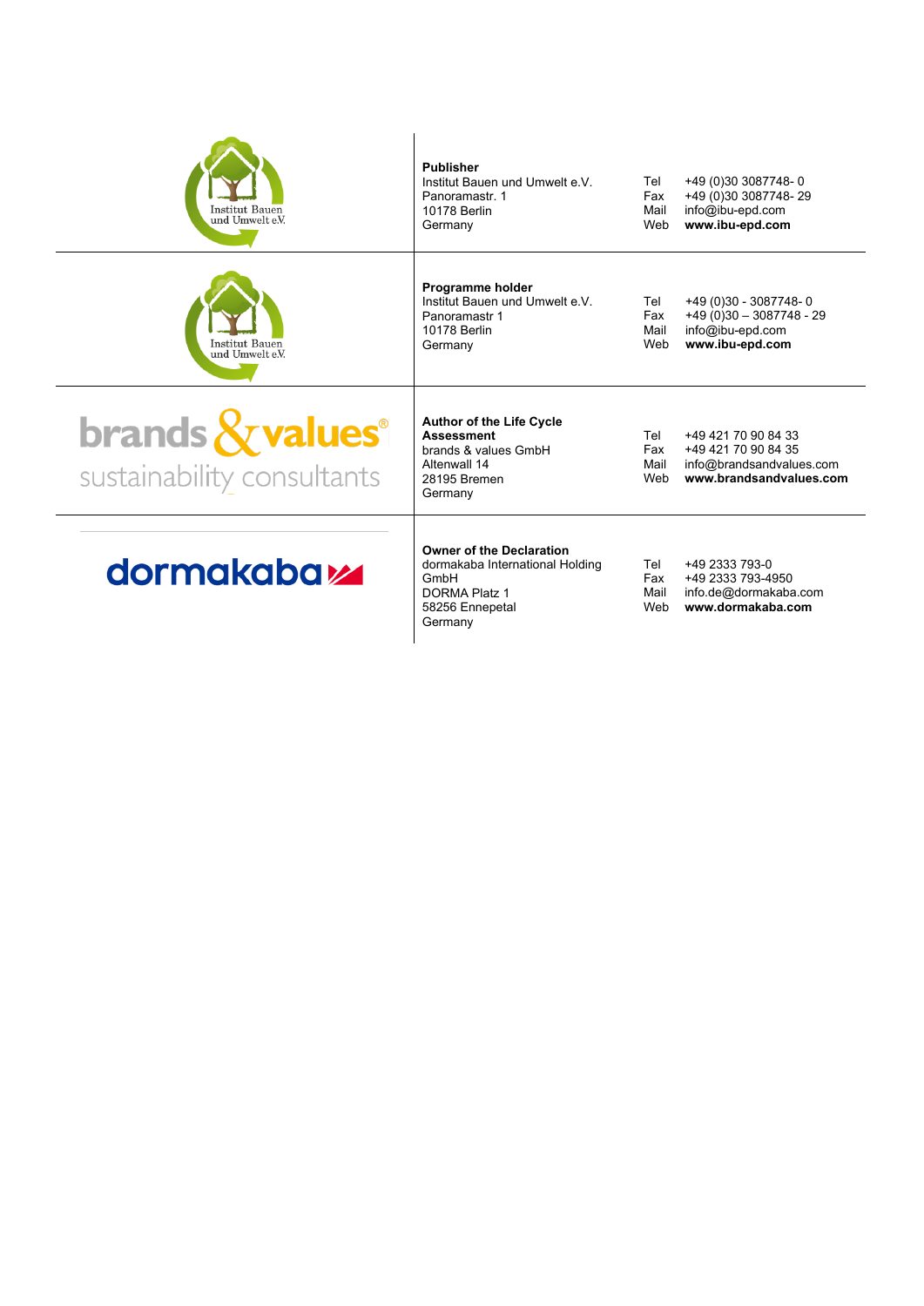| | | | |
|---|---|---|---|
| Institut Bauen und Umwelt e.V. | **Publisher**<br>Institut Bauen und Umwelt e.V.<br>Panoramastr. 1<br>10178 Berlin<br>Germany | Tel<br>Fax<br>Mail<br>Web | +49 (0)30 3087748- 0<br>+49 (0)30 3087748- 29<br>info@ibu-epd.com<br>**www.ibu-epd.com** |
| Institut Bauen und Umwelt e.V. | **Programme holder**<br>Institut Bauen und Umwelt e.V.<br>Panoramastr 1<br>10178 Berlin<br>Germany | Tel<br>Fax<br>Mail<br>Web | +49 (0)30 - 3087748- 0<br>+49 (0)30 – 3087748 - 29<br>info@ibu-epd.com<br>**www.ibu-epd.com** |
| brands & values® sustainability consultants | **Author of the Life Cycle Assessment**<br>brands & values GmbH<br>Altenwall 14<br>28195 Bremen<br>Germany | Tel<br>Fax<br>Mail<br>Web | +49 421 70 90 84 33<br>+49 421 70 90 84 35<br>info@brandsandvalues.com<br>**www.brandsandvalues.com** |
| dormakaba | **Owner of the Declaration**<br>dormakaba International Holding GmbH<br>DORMA Platz 1<br>58256 Ennepetal<br>Germany | Tel<br>Fax<br>Mail<br>Web | +49 2333 793-0<br>+49 2333 793-4950<br>info.de@dormakaba.com<br>**www.dormakaba.com** |